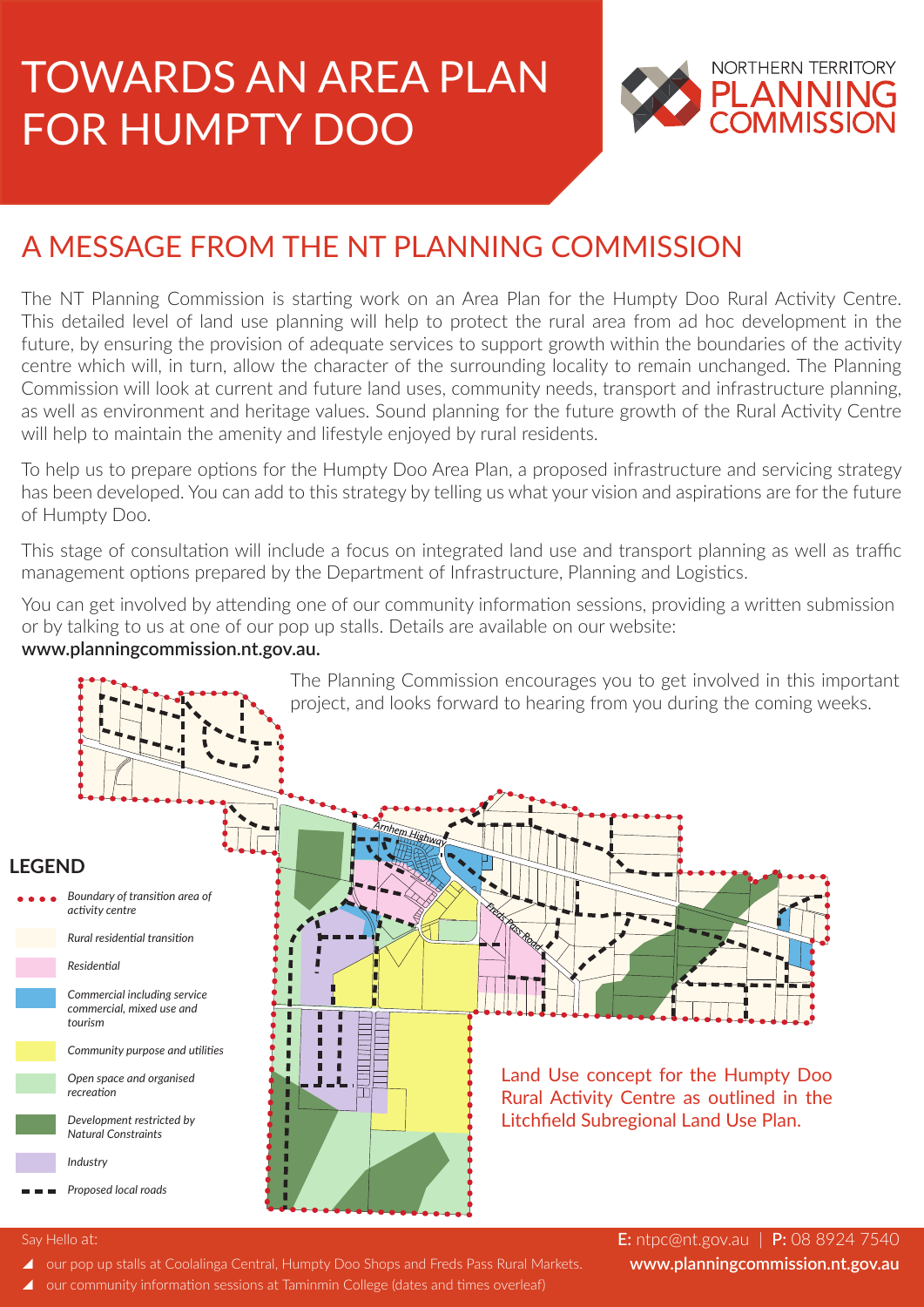# TOWARDS AN AREA PLAN FOR HUMPTY DOO

NORTHERN TERRITORY PLANNING COMMISSION

## A MESSAGE FROM THE NT PLANNING COMMISSION

The NT Planning Commission is starting work on an Area Plan for the Humpty Doo Rural Activity Centre. This detailed level of land use planning will help to protect the rural area from ad hoc development in the future, by ensuring the provision of adequate services to support growth within the boundaries of the activity centre which will, in turn, allow the character of the surrounding locality to remain unchanged. The Planning Commission will look at current and future land uses, community needs, transport and infrastructure planning, as well as environment and heritage values. Sound planning for the future growth of the Rural Activity Centre will help to maintain the amenity and lifestyle enjoyed by rural residents.

To help us to prepare options for the Humpty Doo Area Plan, a proposed infrastructure and servicing strategy has been developed. You can add to this strategy by telling us what your vision and aspirations are for the future of Humpty Doo.

This stage of consultation will include a focus on integrated land use and transport planning as well as traffic management options prepared by the Department of Infrastructure, Planning and Logistics.

You can get involved by attending one of our community information sessions, providing a written submission or by talking to us at one of our pop up stalls. Details are available on our website: **www.planningcommission.nt.gov.au.**

The Planning Commission encourages you to get involved in this important project, and looks forward to hearing from you during the coming weeks.

**LEGEND**

- *Boundary of transition area of activity centre*
- *Rural residential transition*
- *Residential*
- *Commercial including service commercial, mixed use and tourism*
- *Community purpose and utilities*
- *Open space and organised recreation*
- *Development restricted by Natural Constraints*
- *Industry*
- *Proposed local roads*

Arnhem Highway

Freds Pass Road

Land Use concept for the Humpty Doo Rural Activity Centre as outlined in the Litchfield Subregional Land Use Plan.

Say Hello at:

- our pop up stalls at Coolalinga Central, Humpty Doo Shops and Freds Pass Rural Markets.
- our community information sessions at Taminmin College (dates and times overleaf)

**E:** ntpc@nt.gov.au | **P:** 08 8924 7540

**www.planningcommission.nt.gov.au**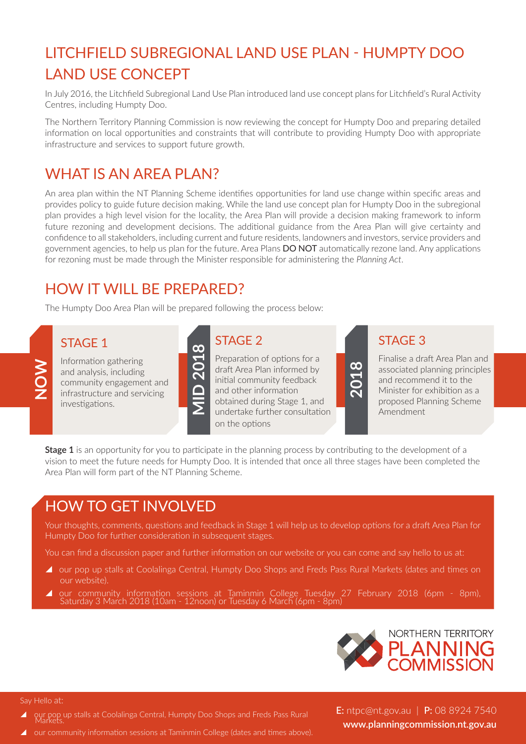# LITCHFIELD SUBREGIONAL LAND USE PLAN - HUMPTY DOO LAND USE CONCEPT

In July 2016, the Litchfield Subregional Land Use Plan introduced land use concept plans for Litchfield's Rural Activity Centres, including Humpty Doo.

The Northern Territory Planning Commission is now reviewing the concept for Humpty Doo and preparing detailed information on local opportunities and constraints that will contribute to providing Humpty Doo with appropriate infrastructure and services to support future growth.

## WHAT IS AN AREA PLAN?

An area plan within the NT Planning Scheme identifies opportunities for land use change within specific areas and provides policy to guide future decision making. While the land use concept plan for Humpty Doo in the subregional plan provides a high level vision for the locality, the Area Plan will provide a decision making framework to inform future rezoning and development decisions. The additional guidance from the Area Plan will give certainty and confidence to all stakeholders, including current and future residents, landowners and investors, service providers and government agencies, to help us plan for the future. Area Plans **DO NOT** automatically rezone land. Any applications for rezoning must be made through the Minister responsible for administering the *Planning Act*.

## HOW IT WILL BE PREPARED?

The Humpty Doo Area Plan will be prepared following the process below:

**NOW**

### STAGE 1

Information gathering and analysis, including community engagement and infrastructure and servicing investigations.

**MID 2018**

### STAGE 2

Preparation of options for a draft Area Plan informed by initial community feedback and other information obtained during Stage 1, and undertake further consultation on the options

**2018**

### STAGE 3

Finalise a draft Area Plan and associated planning principles and recommend it to the Minister for exhibition as a proposed Planning Scheme Amendment

**Stage 1** is an opportunity for you to participate in the planning process by contributing to the development of a vision to meet the future needs for Humpty Doo. It is intended that once all three stages have been completed the Area Plan will form part of the NT Planning Scheme.

## HOW TO GET INVOLVED

Your thoughts, comments, questions and feedback in Stage 1 will help us to develop options for a draft Area Plan for Humpty Doo for further consideration in subsequent stages.

You can find a discussion paper and further information on our website or you can come and say hello to us at:

- our pop up stalls at Coolalinga Central, Humpty Doo Shops and Freds Pass Rural Markets (dates and times on our website).
- our community information sessions at Taminmin College Tuesday 27 February 2018 (6pm - 8pm), Saturday 3 March 2018 (10am - 12noon) or Tuesday 6 March (6pm - 8pm)

NORTHERN TERRITORY PLANNING COMMISSION

Say Hello at:

- our pop up stalls at Coolalinga Central, Humpty Doo Shops and Freds Pass Rural Markets.
- our community information sessions at Taminmin College (dates and times above).

**E:** ntpc@nt.gov.au | **P:** 08 8924 7540
**www.planningcommission.nt.gov.au**